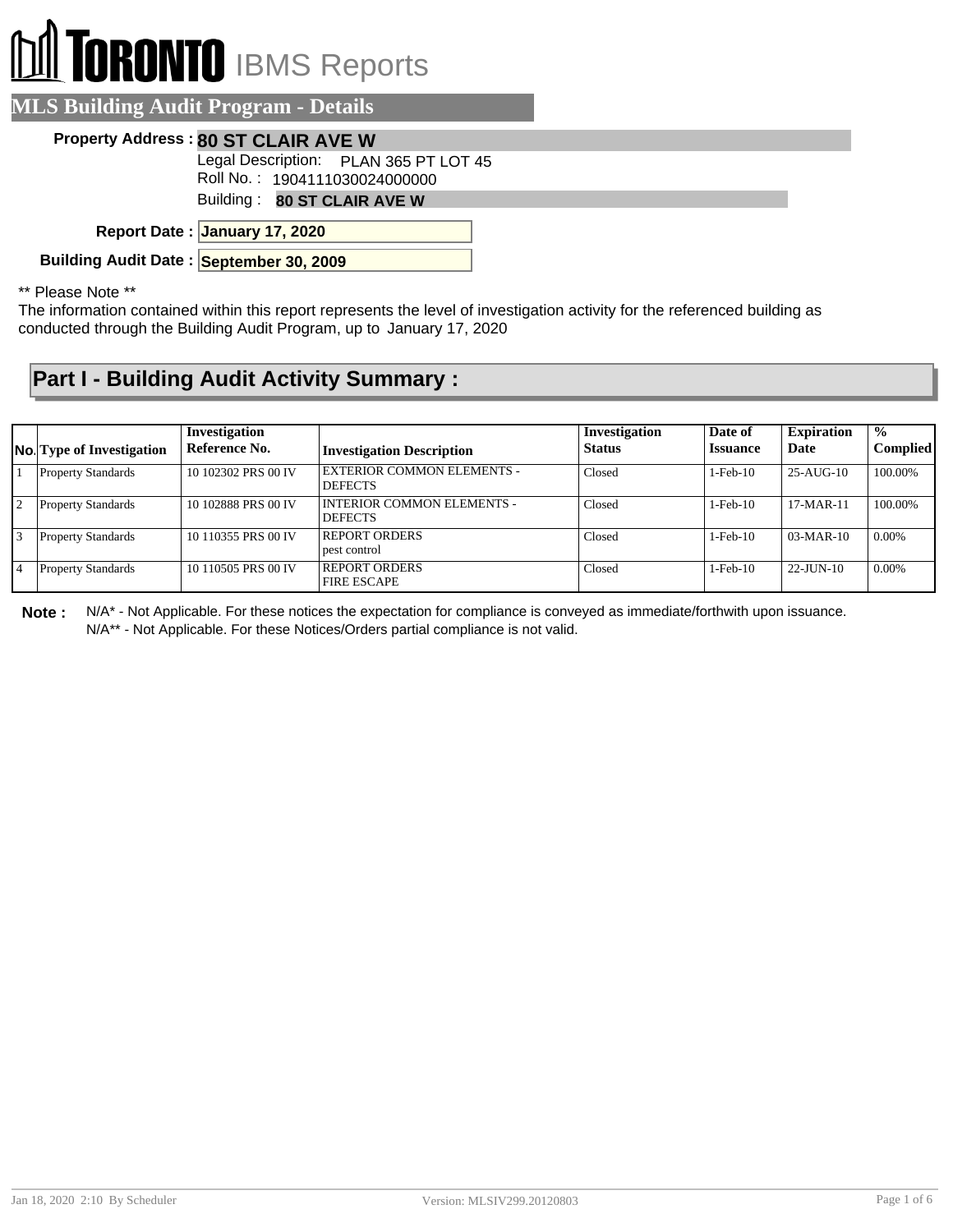# TORONTO IBMS Reports

## MLS Building Audit Program - Details

**Property Address :** **80 ST CLAIR AVE W**

Legal Description: PLAN 365 PT LOT 45

Roll No. : 1904111030024000000

Building : **80 ST CLAIR AVE W**

**Report Date :** **January 17, 2020**

**Building Audit Date :** **September 30, 2009**

** Please Note **

The information contained within this report represents the level of investigation activity for the referenced building as conducted through the Building Audit Program, up to January 17, 2020

## Part I - Building Audit Activity Summary :

| No. | Type of Investigation | Investigation Reference No. | Investigation Description | Investigation Status | Date of Issuance | Expiration Date | % Complied |
|---|---|---|---|---|---|---|---|
| 1 | Property Standards | 10 102302 PRS 00 IV | EXTERIOR COMMON ELEMENTS - DEFECTS | Closed | 1-Feb-10 | 25-AUG-10 | 100.00% |
| 2 | Property Standards | 10 102888 PRS 00 IV | INTERIOR COMMON ELEMENTS - DEFECTS | Closed | 1-Feb-10 | 17-MAR-11 | 100.00% |
| 3 | Property Standards | 10 110355 PRS 00 IV | REPORT ORDERS pest control | Closed | 1-Feb-10 | 03-MAR-10 | 0.00% |
| 4 | Property Standards | 10 110505 PRS 00 IV | REPORT ORDERS FIRE ESCAPE | Closed | 1-Feb-10 | 22-JUN-10 | 0.00% |

**Note :** N/A* - Not Applicable. For these notices the expectation for compliance is conveyed as immediate/forthwith upon issuance.
N/A** - Not Applicable. For these Notices/Orders partial compliance is not valid.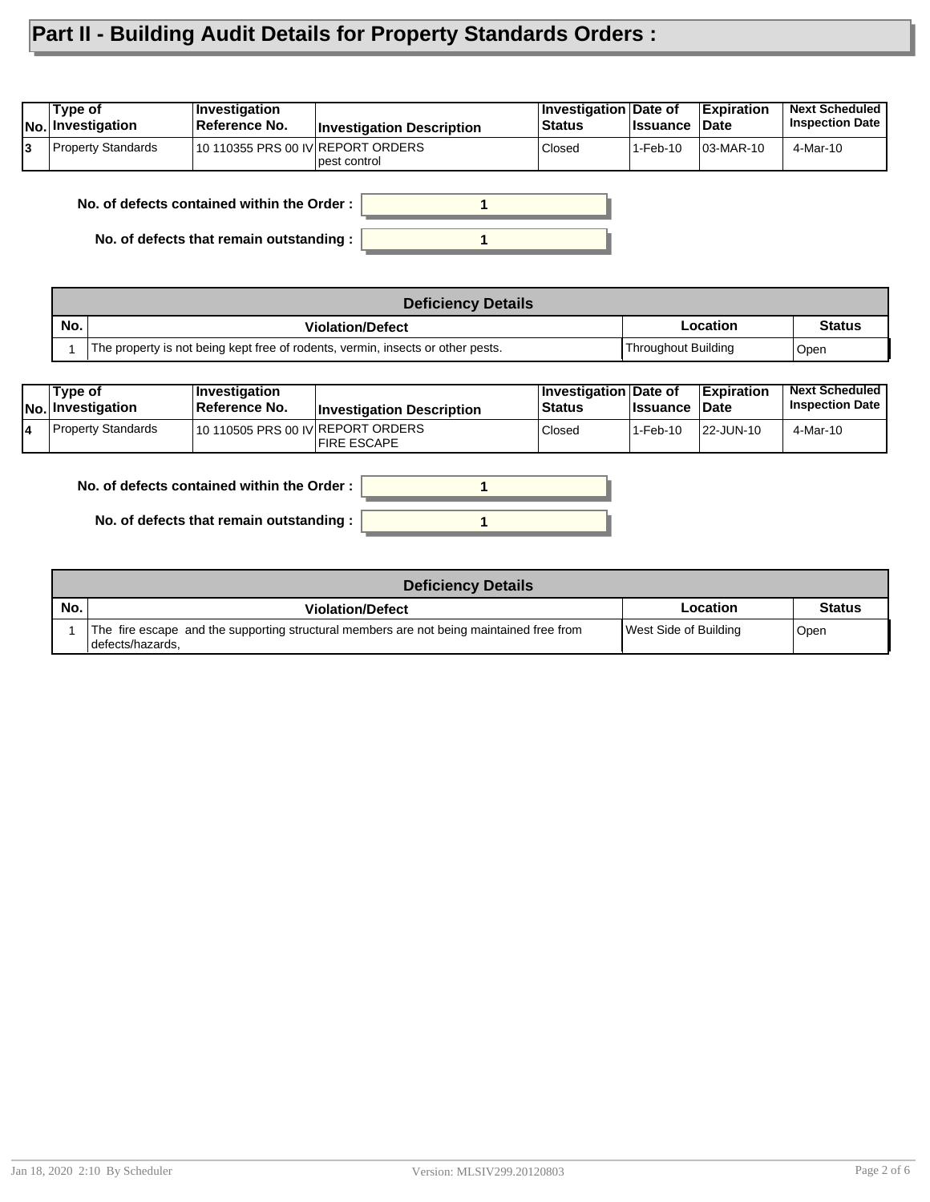# Part II - Building Audit Details for Property Standards Orders :

| No. | Type of Investigation | Investigation Reference No. | Investigation Description | Investigation Status | Date of Issuance | Expiration Date | Next Scheduled Inspection Date |
|---|---|---|---|---|---|---|---|
| 3 | Property Standards | 10 110355 PRS 00 IV | REPORT ORDERS pest control | Closed | 1-Feb-10 | 03-MAR-10 | 4-Mar-10 |

**No. of defects contained within the Order :** 1

**No. of defects that remain outstanding :** 1

| Deficiency Details | | | |
|---|---|---|---|
| **No.** | **Violation/Defect** | **Location** | **Status** |
| 1 | The property is not being kept free of rodents, vermin, insects or other pests. | Throughout Building | Open |

| No. | Type of Investigation | Investigation Reference No. | Investigation Description | Investigation Status | Date of Issuance | Expiration Date | Next Scheduled Inspection Date |
|---|---|---|---|---|---|---|---|
| 4 | Property Standards | 10 110505 PRS 00 IV | REPORT ORDERS FIRE ESCAPE | Closed | 1-Feb-10 | 22-JUN-10 | 4-Mar-10 |

**No. of defects contained within the Order :** 1

**No. of defects that remain outstanding :** 1

| Deficiency Details | | | |
|---|---|---|---|
| **No.** | **Violation/Defect** | **Location** | **Status** |
| 1 | The fire escape and the supporting structural members are not being maintained free from defects/hazards, | West Side of Building | Open |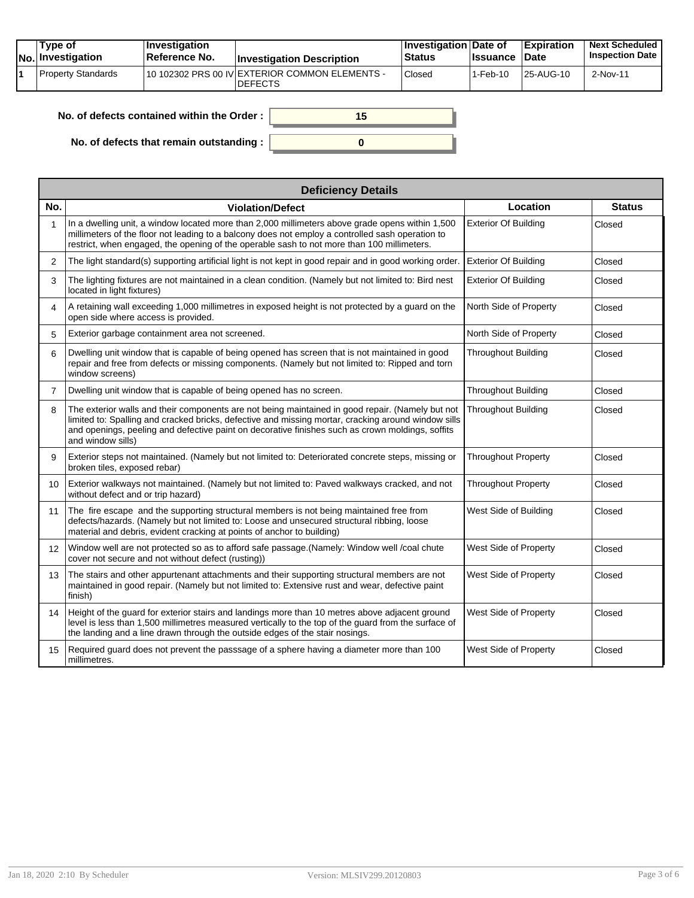| No. | Type of Investigation | Investigation Reference No. | Investigation Description | Investigation Status | Date of Issuance | Expiration Date | Next Scheduled Inspection Date |
|---|---|---|---|---|---|---|---|
| 1 | Property Standards | 10 102302 PRS 00 IV | EXTERIOR COMMON ELEMENTS - DEFECTS | Closed | 1-Feb-10 | 25-AUG-10 | 2-Nov-11 |

**No. of defects contained within the Order :** 15

**No. of defects that remain outstanding :** 0

| Deficiency Details | | | |
|---|---|---|---|
| **No.** | **Violation/Defect** | **Location** | **Status** |
| 1 | In a dwelling unit, a window located more than 2,000 millimeters above grade opens within 1,500 millimeters of the floor not leading to a balcony does not employ a controlled sash operation to restrict, when engaged, the opening of the operable sash to not more than 100 millimeters. | Exterior Of Building | Closed |
| 2 | The light standard(s) supporting artificial light is not kept in good repair and in good working order. | Exterior Of Building | Closed |
| 3 | The lighting fixtures are not maintained in a clean condition. (Namely but not limited to: Bird nest located in light fixtures) | Exterior Of Building | Closed |
| 4 | A retaining wall exceeding 1,000 millimetres in exposed height is not protected by a guard on the open side where access is provided. | North Side of Property | Closed |
| 5 | Exterior garbage containment area not screened. | North Side of Property | Closed |
| 6 | Dwelling unit window that is capable of being opened has screen that is not maintained in good repair and free from defects or missing components. (Namely but not limited to: Ripped and torn window screens) | Throughout Building | Closed |
| 7 | Dwelling unit window that is capable of being opened has no screen. | Throughout Building | Closed |
| 8 | The exterior walls and their components are not being maintained in good repair. (Namely but not limited to: Spalling and cracked bricks, defective and missing mortar, cracking around window sills and openings, peeling and defective paint on decorative finishes such as crown moldings, soffits and window sills) | Throughout Building | Closed |
| 9 | Exterior steps not maintained. (Namely but not limited to: Deteriorated concrete steps, missing or broken tiles, exposed rebar) | Throughout Property | Closed |
| 10 | Exterior walkways not maintained. (Namely but not limited to: Paved walkways cracked, and not without defect and or trip hazard) | Throughout Property | Closed |
| 11 | The fire escape and the supporting structural members is not being maintained free from defects/hazards. (Namely but not limited to: Loose and unsecured structural ribbing, loose material and debris, evident cracking at points of anchor to building) | West Side of Building | Closed |
| 12 | Window well are not protected so as to afford safe passage.(Namely: Window well /coal chute cover not secure and not without defect (rusting)) | West Side of Property | Closed |
| 13 | The stairs and other appurtenant attachments and their supporting structural members are not maintained in good repair. (Namely but not limited to: Extensive rust and wear, defective paint finish) | West Side of Property | Closed |
| 14 | Height of the guard for exterior stairs and landings more than 10 metres above adjacent ground level is less than 1,500 millimetres measured vertically to the top of the guard from the surface of the landing and a line drawn through the outside edges of the stair nosings. | West Side of Property | Closed |
| 15 | Required guard does not prevent the passsage of a sphere having a diameter more than 100 millimetres. | West Side of Property | Closed |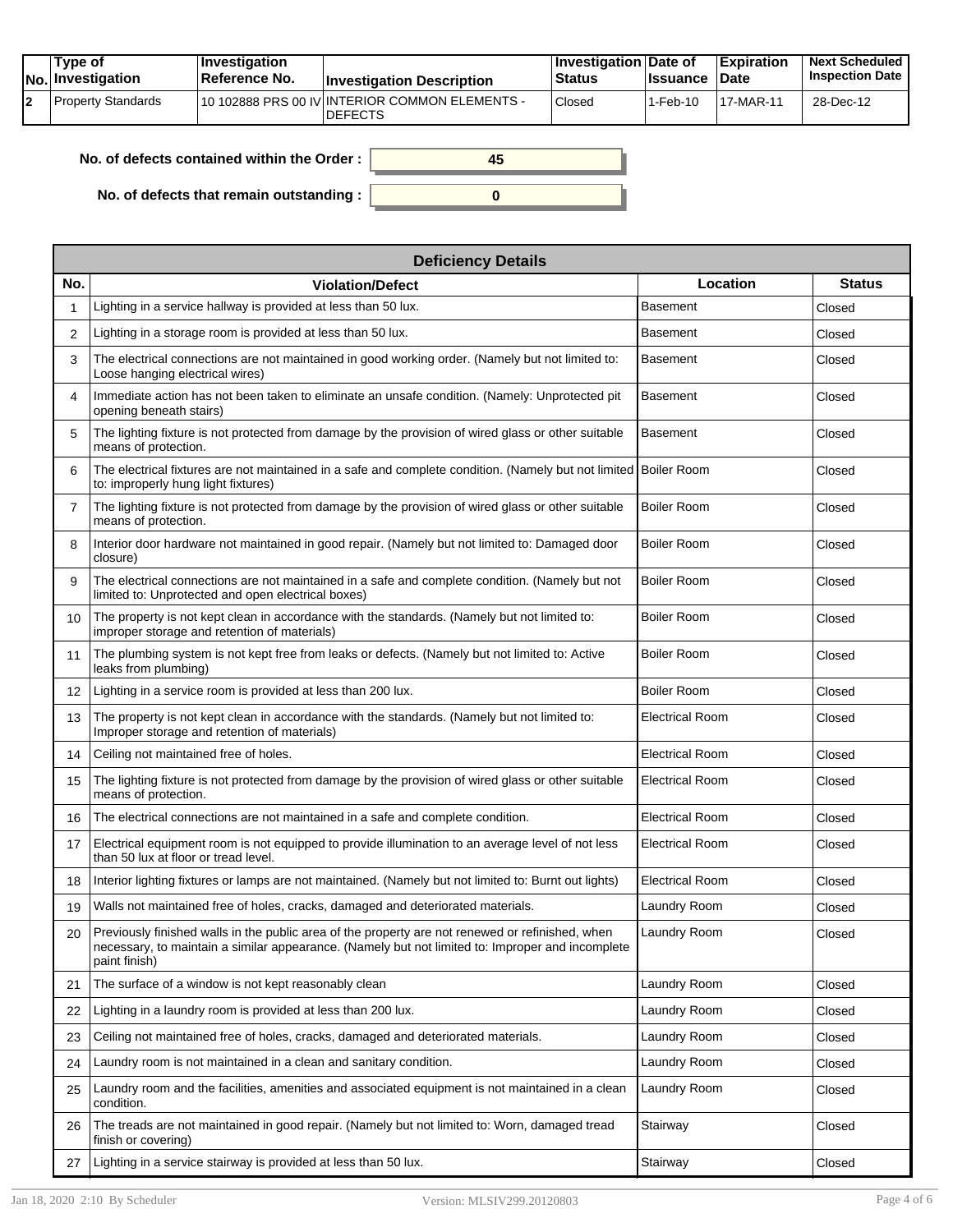| No. | Type of Investigation | Investigation Reference No. | Investigation Description | Investigation Status | Date of Issuance | Expiration Date | Next Scheduled Inspection Date |
|---|---|---|---|---|---|---|---|
| 2 | Property Standards | 10 102888 PRS 00 IV | INTERIOR COMMON ELEMENTS - DEFECTS | Closed | 1-Feb-10 | 17-MAR-11 | 28-Dec-12 |

**No. of defects contained within the Order :** 45

**No. of defects that remain outstanding :** 0

| Deficiency Details | | | |
|---|---|---|---|
| **No.** | **Violation/Defect** | **Location** | **Status** |
| 1 | Lighting in a service hallway is provided at less than 50 lux. | Basement | Closed |
| 2 | Lighting in a storage room is provided at less than 50 lux. | Basement | Closed |
| 3 | The electrical connections are not maintained in good working order. (Namely but not limited to: Loose hanging electrical wires) | Basement | Closed |
| 4 | Immediate action has not been taken to eliminate an unsafe condition. (Namely: Unprotected pit opening beneath stairs) | Basement | Closed |
| 5 | The lighting fixture is not protected from damage by the provision of wired glass or other suitable means of protection. | Basement | Closed |
| 6 | The electrical fixtures are not maintained in a safe and complete condition. (Namely but not limited to: improperly hung light fixtures) | Boiler Room | Closed |
| 7 | The lighting fixture is not protected from damage by the provision of wired glass or other suitable means of protection. | Boiler Room | Closed |
| 8 | Interior door hardware not maintained in good repair. (Namely but not limited to: Damaged door closure) | Boiler Room | Closed |
| 9 | The electrical connections are not maintained in a safe and complete condition. (Namely but not limited to: Unprotected and open electrical boxes) | Boiler Room | Closed |
| 10 | The property is not kept clean in accordance with the standards. (Namely but not limited to: improper storage and retention of materials) | Boiler Room | Closed |
| 11 | The plumbing system is not kept free from leaks or defects. (Namely but not limited to: Active leaks from plumbing) | Boiler Room | Closed |
| 12 | Lighting in a service room is provided at less than 200 lux. | Boiler Room | Closed |
| 13 | The property is not kept clean in accordance with the standards. (Namely but not limited to: Improper storage and retention of materials) | Electrical Room | Closed |
| 14 | Ceiling not maintained free of holes. | Electrical Room | Closed |
| 15 | The lighting fixture is not protected from damage by the provision of wired glass or other suitable means of protection. | Electrical Room | Closed |
| 16 | The electrical connections are not maintained in a safe and complete condition. | Electrical Room | Closed |
| 17 | Electrical equipment room is not equipped to provide illumination to an average level of not less than 50 lux at floor or tread level. | Electrical Room | Closed |
| 18 | Interior lighting fixtures or lamps are not maintained. (Namely but not limited to: Burnt out lights) | Electrical Room | Closed |
| 19 | Walls not maintained free of holes, cracks, damaged and deteriorated materials. | Laundry Room | Closed |
| 20 | Previously finished walls in the public area of the property are not renewed or refinished, when necessary, to maintain a similar appearance. (Namely but not limited to: Improper and incomplete paint finish) | Laundry Room | Closed |
| 21 | The surface of a window is not kept reasonably clean | Laundry Room | Closed |
| 22 | Lighting in a laundry room is provided at less than 200 lux. | Laundry Room | Closed |
| 23 | Ceiling not maintained free of holes, cracks, damaged and deteriorated materials. | Laundry Room | Closed |
| 24 | Laundry room is not maintained in a clean and sanitary condition. | Laundry Room | Closed |
| 25 | Laundry room and the facilities, amenities and associated equipment is not maintained in a clean condition. | Laundry Room | Closed |
| 26 | The treads are not maintained in good repair. (Namely but not limited to: Worn, damaged tread finish or covering) | Stairway | Closed |
| 27 | Lighting in a service stairway is provided at less than 50 lux. | Stairway | Closed |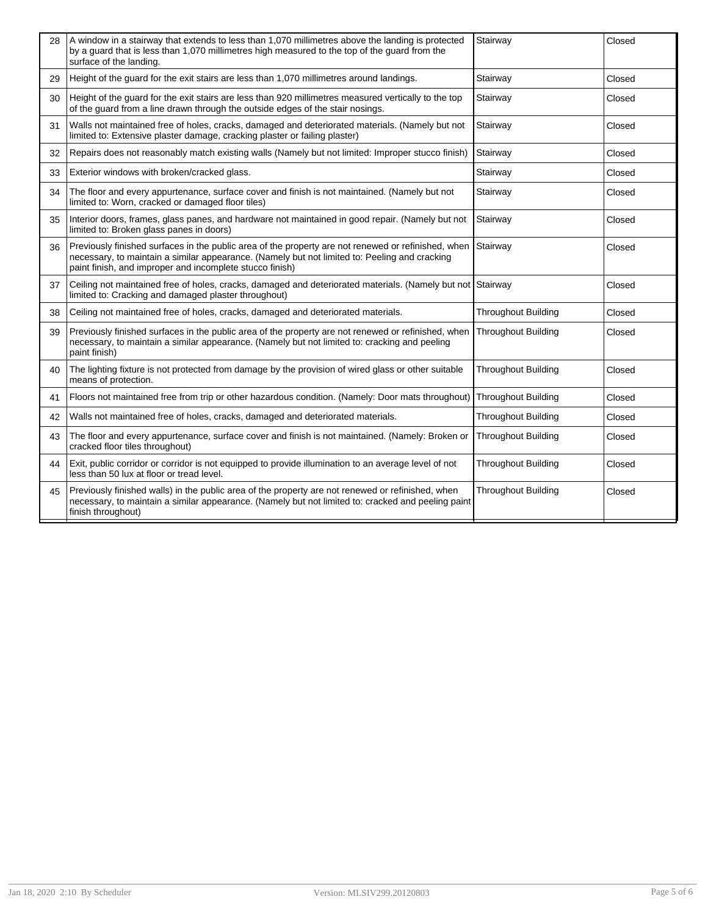| | | | |
|---|---|---|---|
| 28 | A window in a stairway that extends to less than 1,070 millimetres above the landing is protected by a guard that is less than 1,070 millimetres high measured to the top of the guard from the surface of the landing. | Stairway | Closed |
| 29 | Height of the guard for the exit stairs are less than 1,070 millimetres around landings. | Stairway | Closed |
| 30 | Height of the guard for the exit stairs are less than 920 millimetres measured vertically to the top of the guard from a line drawn through the outside edges of the stair nosings. | Stairway | Closed |
| 31 | Walls not maintained free of holes, cracks, damaged and deteriorated materials. (Namely but not limited to: Extensive plaster damage, cracking plaster or failing plaster) | Stairway | Closed |
| 32 | Repairs does not reasonably match existing walls (Namely but not limited: Improper stucco finish) | Stairway | Closed |
| 33 | Exterior windows with broken/cracked glass. | Stairway | Closed |
| 34 | The floor and every appurtenance, surface cover and finish is not maintained. (Namely but not limited to: Worn, cracked or damaged floor tiles) | Stairway | Closed |
| 35 | Interior doors, frames, glass panes, and hardware not maintained in good repair. (Namely but not limited to: Broken glass panes in doors) | Stairway | Closed |
| 36 | Previously finished surfaces in the public area of the property are not renewed or refinished, when necessary, to maintain a similar appearance. (Namely but not limited to: Peeling and cracking paint finish, and improper and incomplete stucco finish) | Stairway | Closed |
| 37 | Ceiling not maintained free of holes, cracks, damaged and deteriorated materials. (Namely but not limited to: Cracking and damaged plaster throughout) | Stairway | Closed |
| 38 | Ceiling not maintained free of holes, cracks, damaged and deteriorated materials. | Throughout Building | Closed |
| 39 | Previously finished surfaces in the public area of the property are not renewed or refinished, when necessary, to maintain a similar appearance. (Namely but not limited to: cracking and peeling paint finish) | Throughout Building | Closed |
| 40 | The lighting fixture is not protected from damage by the provision of wired glass or other suitable means of protection. | Throughout Building | Closed |
| 41 | Floors not maintained free from trip or other hazardous condition. (Namely: Door mats throughout) | Throughout Building | Closed |
| 42 | Walls not maintained free of holes, cracks, damaged and deteriorated materials. | Throughout Building | Closed |
| 43 | The floor and every appurtenance, surface cover and finish is not maintained. (Namely: Broken or cracked floor tiles throughout) | Throughout Building | Closed |
| 44 | Exit, public corridor or corridor is not equipped to provide illumination to an average level of not less than 50 lux at floor or tread level. | Throughout Building | Closed |
| 45 | Previously finished walls) in the public area of the property are not renewed or refinished, when necessary, to maintain a similar appearance. (Namely but not limited to: cracked and peeling paint finish throughout) | Throughout Building | Closed |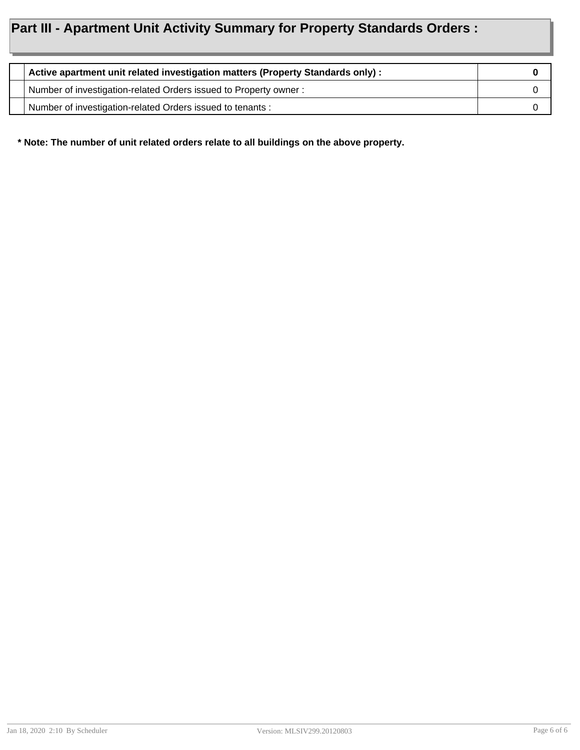## Part III - Apartment Unit Activity Summary for Property Standards Orders :

| | | |
|---|---|---|
| | **Active apartment unit related investigation matters (Property Standards only) :** | **0** |
| | Number of investigation-related Orders issued to Property owner : | 0 |
| | Number of investigation-related Orders issued to tenants : | 0 |

**\* Note: The number of unit related orders relate to all buildings on the above property.**

Jan 18, 2020 2:10 By Scheduler

Version: MLSIV299.20120803